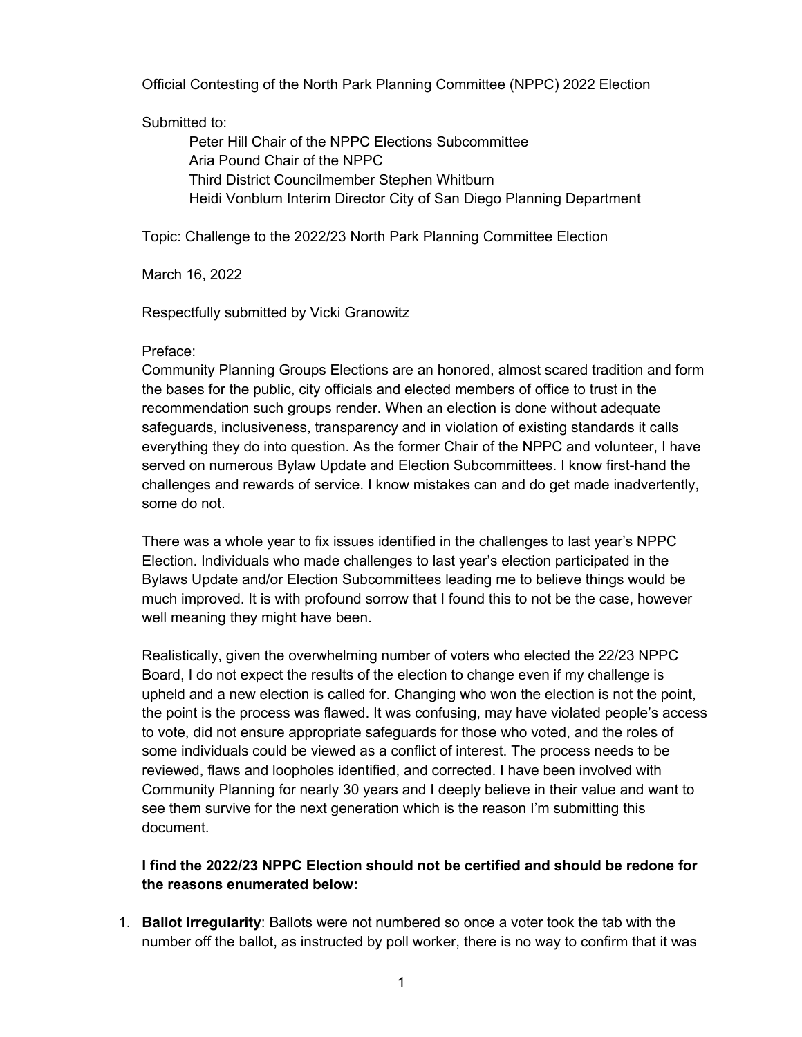Official Contesting of the North Park Planning Committee (NPPC) 2022 Election

Submitted to:

Peter Hill Chair of the NPPC Elections Subcommittee
Aria Pound Chair of the NPPC
Third District Councilmember Stephen Whitburn
Heidi Vonblum Interim Director City of San Diego Planning Department

Topic: Challenge to the 2022/23 North Park Planning Committee Election

March 16, 2022

Respectfully submitted by Vicki Granowitz

Preface:
Community Planning Groups Elections are an honored, almost scared tradition and form the bases for the public, city officials and elected members of office to trust in the recommendation such groups render. When an election is done without adequate safeguards, inclusiveness, transparency and in violation of existing standards it calls everything they do into question. As the former Chair of the NPPC and volunteer, I have served on numerous Bylaw Update and Election Subcommittees. I know first-hand the challenges and rewards of service. I know mistakes can and do get made inadvertently, some do not.

There was a whole year to fix issues identified in the challenges to last year's NPPC Election. Individuals who made challenges to last year's election participated in the Bylaws Update and/or Election Subcommittees leading me to believe things would be much improved. It is with profound sorrow that I found this to not be the case, however well meaning they might have been.

Realistically, given the overwhelming number of voters who elected the 22/23 NPPC Board, I do not expect the results of the election to change even if my challenge is upheld and a new election is called for. Changing who won the election is not the point, the point is the process was flawed. It was confusing, may have violated people's access to vote, did not ensure appropriate safeguards for those who voted, and the roles of some individuals could be viewed as a conflict of interest. The process needs to be reviewed, flaws and loopholes identified, and corrected. I have been involved with Community Planning for nearly 30 years and I deeply believe in their value and want to see them survive for the next generation which is the reason I'm submitting this document.

**I find the 2022/23 NPPC Election should not be certified and should be redone for the reasons enumerated below:**

1. **Ballot Irregularity**: Ballots were not numbered so once a voter took the tab with the number off the ballot, as instructed by poll worker, there is no way to confirm that it was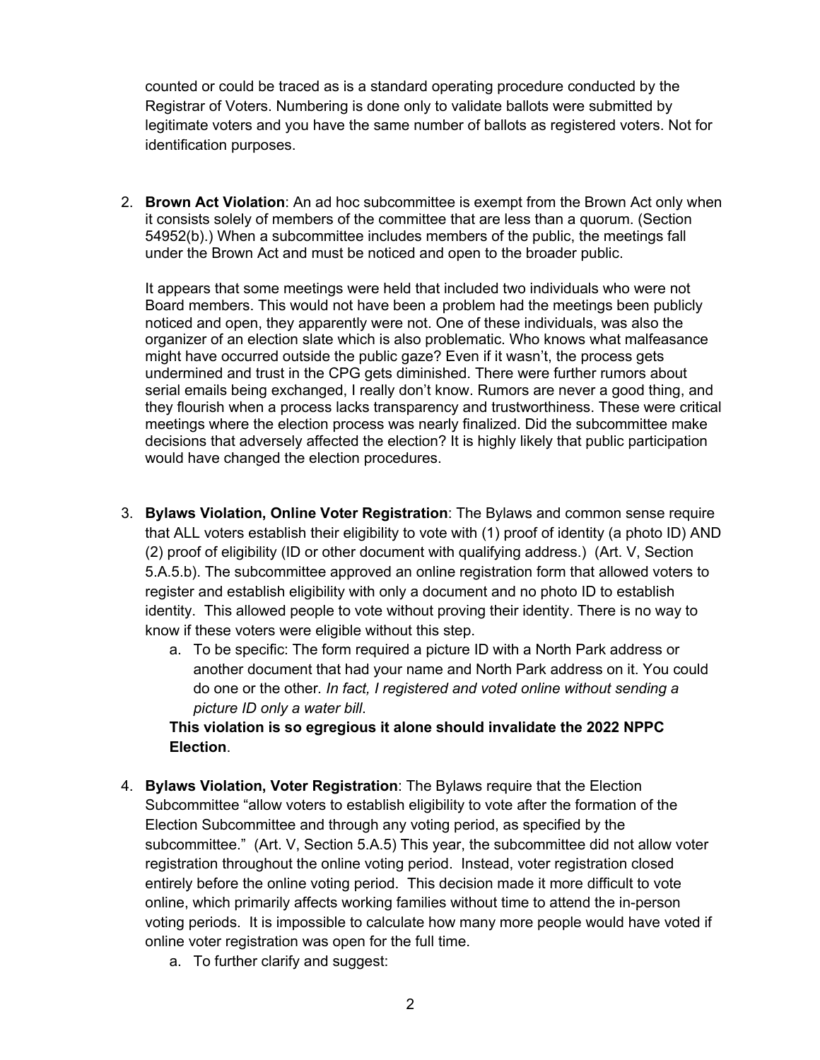counted or could be traced as is a standard operating procedure conducted by the Registrar of Voters. Numbering is done only to validate ballots were submitted by legitimate voters and you have the same number of ballots as registered voters. Not for identification purposes.

2. **Brown Act Violation**: An ad hoc subcommittee is exempt from the Brown Act only when it consists solely of members of the committee that are less than a quorum. (Section 54952(b).) When a subcommittee includes members of the public, the meetings fall under the Brown Act and must be noticed and open to the broader public.

   It appears that some meetings were held that included two individuals who were not Board members. This would not have been a problem had the meetings been publicly noticed and open, they apparently were not. One of these individuals, was also the organizer of an election slate which is also problematic. Who knows what malfeasance might have occurred outside the public gaze? Even if it wasn't, the process gets undermined and trust in the CPG gets diminished. There were further rumors about serial emails being exchanged, I really don't know. Rumors are never a good thing, and they flourish when a process lacks transparency and trustworthiness. These were critical meetings where the election process was nearly finalized. Did the subcommittee make decisions that adversely affected the election? It is highly likely that public participation would have changed the election procedures.

3. **Bylaws Violation, Online Voter Registration**: The Bylaws and common sense require that ALL voters establish their eligibility to vote with (1) proof of identity (a photo ID) AND (2) proof of eligibility (ID or other document with qualifying address.) (Art. V, Section 5.A.5.b). The subcommittee approved an online registration form that allowed voters to register and establish eligibility with only a document and no photo ID to establish identity. This allowed people to vote without proving their identity. There is no way to know if these voters were eligible without this step.
   a. To be specific: The form required a picture ID with a North Park address or another document that had your name and North Park address on it. You could do one or the other. *In fact, I registered and voted online without sending a picture ID only a water bill*.

   **This violation is so egregious it alone should invalidate the 2022 NPPC Election**.

4. **Bylaws Violation, Voter Registration**: The Bylaws require that the Election Subcommittee "allow voters to establish eligibility to vote after the formation of the Election Subcommittee and through any voting period, as specified by the subcommittee." (Art. V, Section 5.A.5) This year, the subcommittee did not allow voter registration throughout the online voting period. Instead, voter registration closed entirely before the online voting period. This decision made it more difficult to vote online, which primarily affects working families without time to attend the in-person voting periods. It is impossible to calculate how many more people would have voted if online voter registration was open for the full time.
   a. To further clarify and suggest: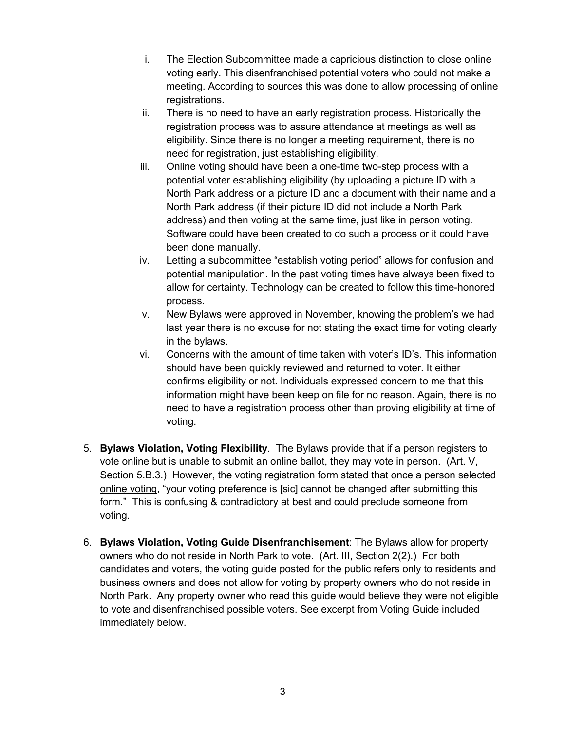i. The Election Subcommittee made a capricious distinction to close online voting early. This disenfranchised potential voters who could not make a meeting. According to sources this was done to allow processing of online registrations.

ii. There is no need to have an early registration process. Historically the registration process was to assure attendance at meetings as well as eligibility. Since there is no longer a meeting requirement, there is no need for registration, just establishing eligibility.

iii. Online voting should have been a one-time two-step process with a potential voter establishing eligibility (by uploading a picture ID with a North Park address or a picture ID and a document with their name and a North Park address (if their picture ID did not include a North Park address) and then voting at the same time, just like in person voting. Software could have been created to do such a process or it could have been done manually.

iv. Letting a subcommittee "establish voting period" allows for confusion and potential manipulation. In the past voting times have always been fixed to allow for certainty. Technology can be created to follow this time-honored process.

v. New Bylaws were approved in November, knowing the problem's we had last year there is no excuse for not stating the exact time for voting clearly in the bylaws.

vi. Concerns with the amount of time taken with voter's ID's. This information should have been quickly reviewed and returned to voter. It either confirms eligibility or not. Individuals expressed concern to me that this information might have been keep on file for no reason. Again, there is no need to have a registration process other than proving eligibility at time of voting.

5. **Bylaws Violation, Voting Flexibility**. The Bylaws provide that if a person registers to vote online but is unable to submit an online ballot, they may vote in person. (Art. V, Section 5.B.3.) However, the voting registration form stated that <u>once a person selected online voting</u>, "your voting preference is [sic] cannot be changed after submitting this form." This is confusing & contradictory at best and could preclude someone from voting.

6. **Bylaws Violation, Voting Guide Disenfranchisement**: The Bylaws allow for property owners who do not reside in North Park to vote. (Art. III, Section 2(2).) For both candidates and voters, the voting guide posted for the public refers only to residents and business owners and does not allow for voting by property owners who do not reside in North Park. Any property owner who read this guide would believe they were not eligible to vote and disenfranchised possible voters. See excerpt from Voting Guide included immediately below.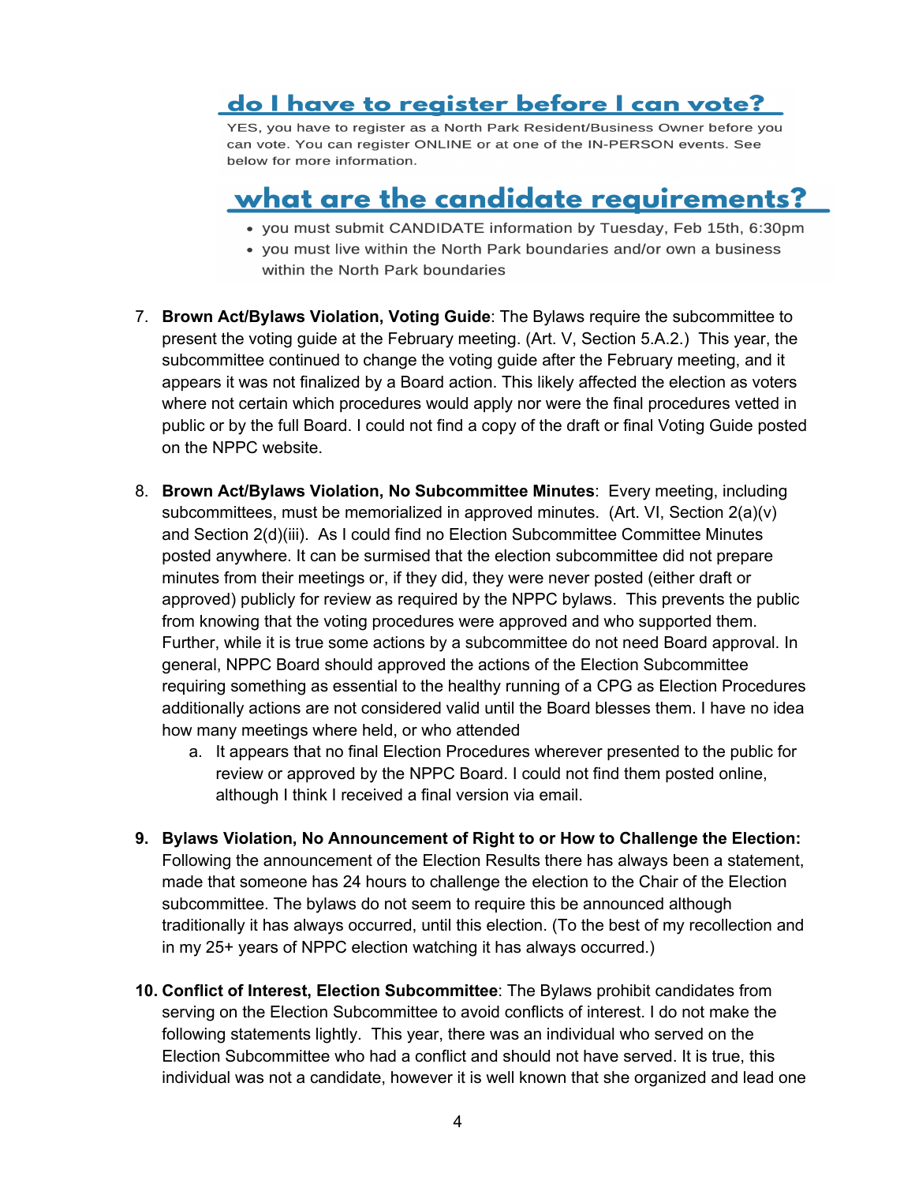## do I have to register before I can vote?

YES, you have to register as a North Park Resident/Business Owner before you can vote. You can register ONLINE or at one of the IN-PERSON events. See below for more information.

## what are the candidate requirements?

- you must submit CANDIDATE information by Tuesday, Feb 15th, 6:30pm
- you must live within the North Park boundaries and/or own a business within the North Park boundaries

7. **Brown Act/Bylaws Violation, Voting Guide**: The Bylaws require the subcommittee to present the voting guide at the February meeting. (Art. V, Section 5.A.2.) This year, the subcommittee continued to change the voting guide after the February meeting, and it appears it was not finalized by a Board action. This likely affected the election as voters where not certain which procedures would apply nor were the final procedures vetted in public or by the full Board. I could not find a copy of the draft or final Voting Guide posted on the NPPC website.

8. **Brown Act/Bylaws Violation, No Subcommittee Minutes**: Every meeting, including subcommittees, must be memorialized in approved minutes. (Art. VI, Section 2(a)(v) and Section 2(d)(iii). As I could find no Election Subcommittee Committee Minutes posted anywhere. It can be surmised that the election subcommittee did not prepare minutes from their meetings or, if they did, they were never posted (either draft or approved) publicly for review as required by the NPPC bylaws. This prevents the public from knowing that the voting procedures were approved and who supported them. Further, while it is true some actions by a subcommittee do not need Board approval. In general, NPPC Board should approved the actions of the Election Subcommittee requiring something as essential to the healthy running of a CPG as Election Procedures additionally actions are not considered valid until the Board blesses them. I have no idea how many meetings where held, or who attended
   a. It appears that no final Election Procedures wherever presented to the public for review or approved by the NPPC Board. I could not find them posted online, although I think I received a final version via email.

9. **Bylaws Violation, No Announcement of Right to or How to Challenge the Election:** Following the announcement of the Election Results there has always been a statement, made that someone has 24 hours to challenge the election to the Chair of the Election subcommittee. The bylaws do not seem to require this be announced although traditionally it has always occurred, until this election. (To the best of my recollection and in my 25+ years of NPPC election watching it has always occurred.)

10. **Conflict of Interest, Election Subcommittee**: The Bylaws prohibit candidates from serving on the Election Subcommittee to avoid conflicts of interest. I do not make the following statements lightly. This year, there was an individual who served on the Election Subcommittee who had a conflict and should not have served. It is true, this individual was not a candidate, however it is well known that she organized and lead one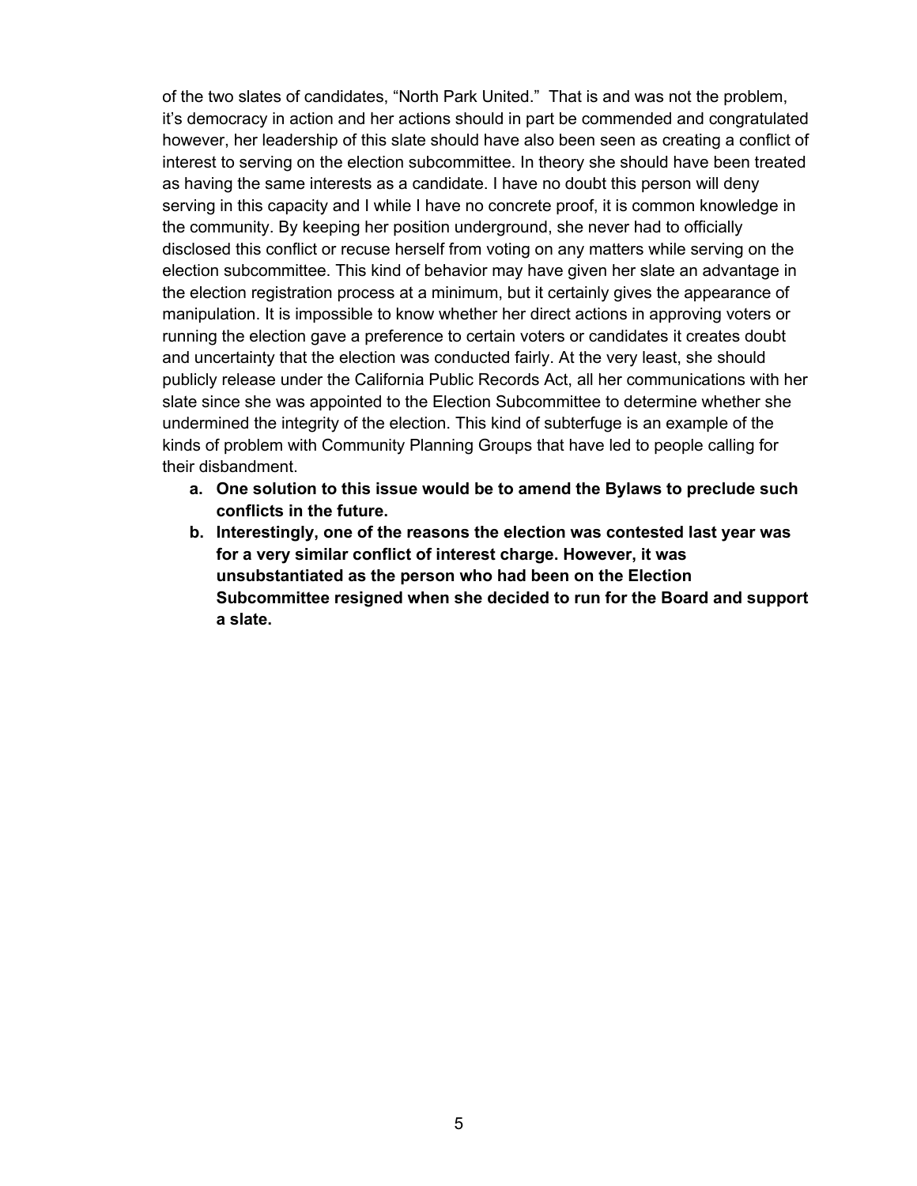of the two slates of candidates, “North Park United.” That is and was not the problem, it’s democracy in action and her actions should in part be commended and congratulated however, her leadership of this slate should have also been seen as creating a conflict of interest to serving on the election subcommittee. In theory she should have been treated as having the same interests as a candidate. I have no doubt this person will deny serving in this capacity and I while I have no concrete proof, it is common knowledge in the community. By keeping her position underground, she never had to officially disclosed this conflict or recuse herself from voting on any matters while serving on the election subcommittee. This kind of behavior may have given her slate an advantage in the election registration process at a minimum, but it certainly gives the appearance of manipulation. It is impossible to know whether her direct actions in approving voters or running the election gave a preference to certain voters or candidates it creates doubt and uncertainty that the election was conducted fairly. At the very least, she should publicly release under the California Public Records Act, all her communications with her slate since she was appointed to the Election Subcommittee to determine whether she undermined the integrity of the election. This kind of subterfuge is an example of the kinds of problem with Community Planning Groups that have led to people calling for their disbandment.

a. **One solution to this issue would be to amend the Bylaws to preclude such conflicts in the future.**
b. **Interestingly, one of the reasons the election was contested last year was for a very similar conflict of interest charge. However, it was unsubstantiated as the person who had been on the Election Subcommittee resigned when she decided to run for the Board and support a slate.**